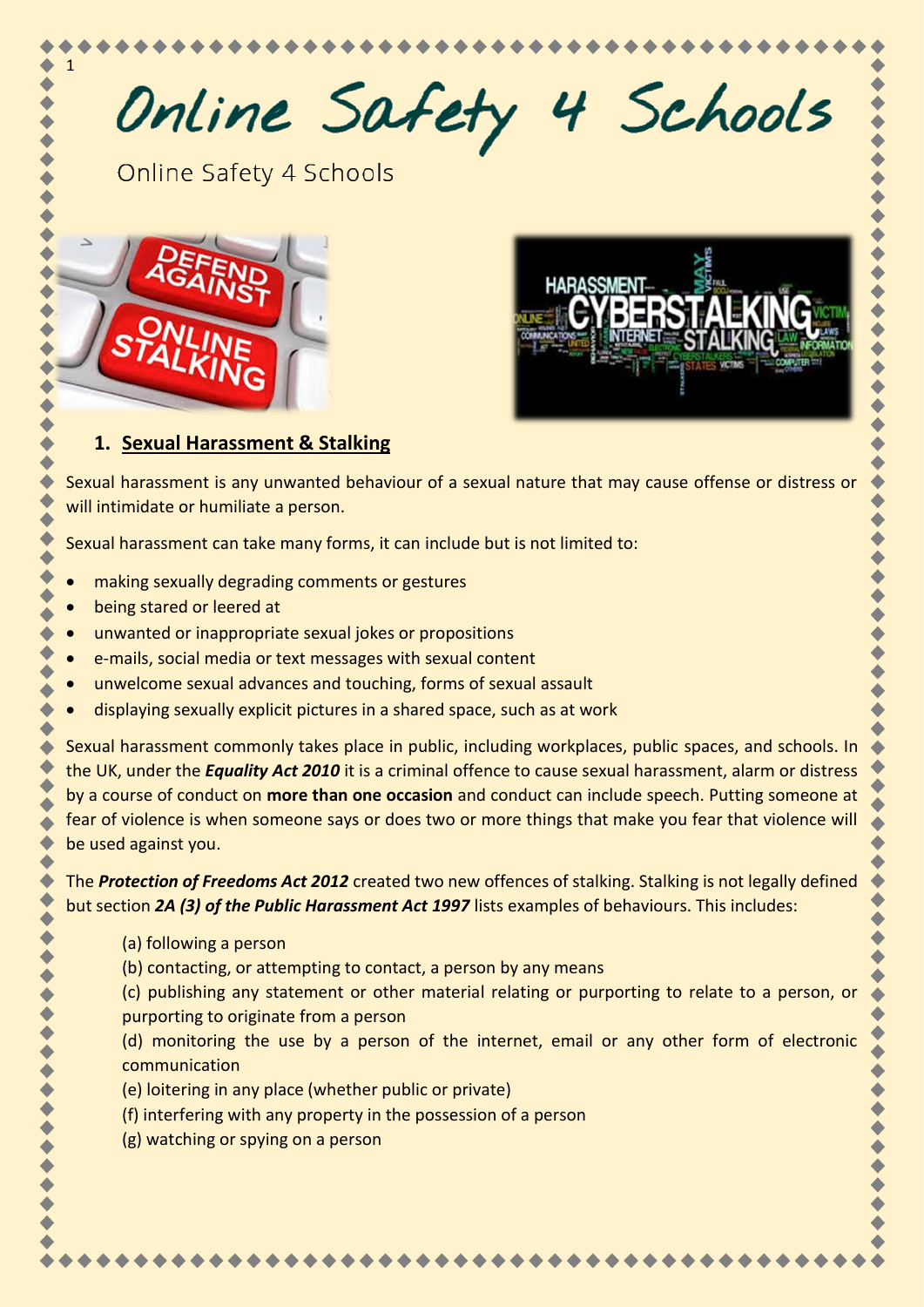# Online Safety 4 Schools

Online Safety 4 Schools

## 1. Sexual Harassment & Stalking

Sexual harassment is any unwanted behaviour of a sexual nature that may cause offense or distress or will intimidate or humiliate a person.

Sexual harassment can take many forms, it can include but is not limited to:

- making sexually degrading comments or gestures
- being stared or leered at
- unwanted or inappropriate sexual jokes or propositions
- e-mails, social media or text messages with sexual content
- unwelcome sexual advances and touching, forms of sexual assault
- displaying sexually explicit pictures in a shared space, such as at work

Sexual harassment commonly takes place in public, including workplaces, public spaces, and schools. In the UK, under the ***Equality Act 2010*** it is a criminal offence to cause sexual harassment, alarm or distress by a course of conduct on **more than one occasion** and conduct can include speech. Putting someone at fear of violence is when someone says or does two or more things that make you fear that violence will be used against you.

The ***Protection of Freedoms Act 2012*** created two new offences of stalking. Stalking is not legally defined but section ***2A (3) of the Public Harassment Act 1997*** lists examples of behaviours. This includes:

(a) following a person
(b) contacting, or attempting to contact, a person by any means
(c) publishing any statement or other material relating or purporting to relate to a person, or purporting to originate from a person
(d) monitoring the use by a person of the internet, email or any other form of electronic communication
(e) loitering in any place (whether public or private)
(f) interfering with any property in the possession of a person
(g) watching or spying on a person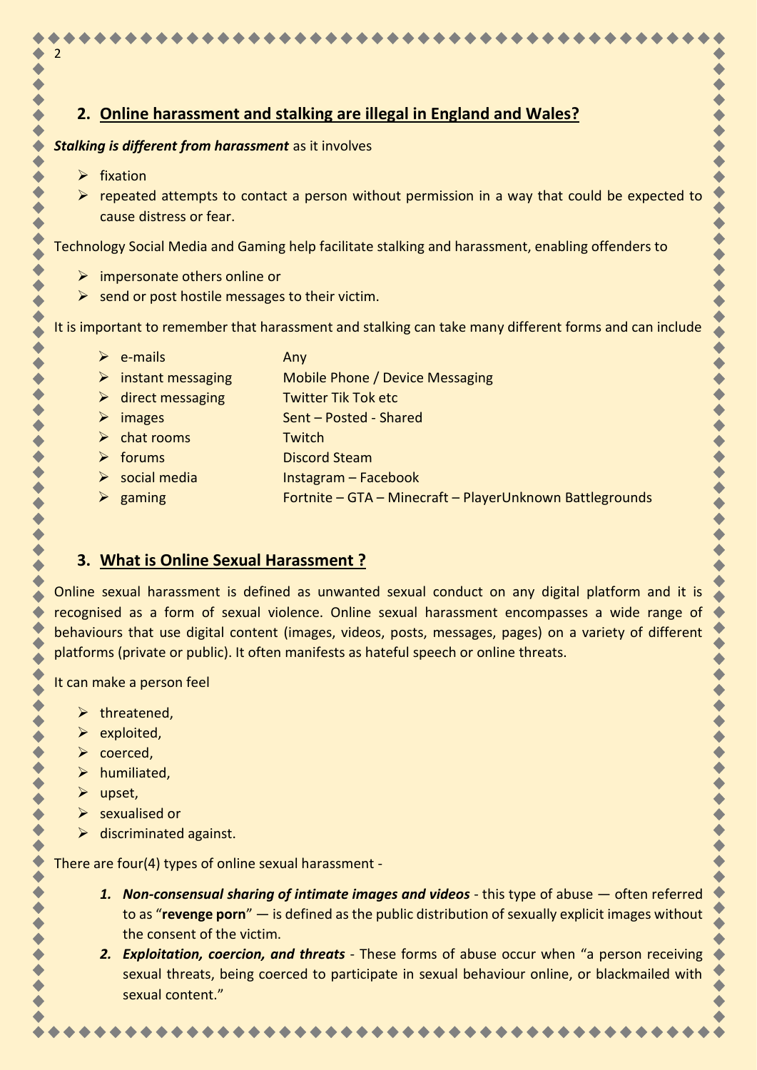## 2. Online harassment and stalking are illegal in England and Wales?

***Stalking is different from harassment*** as it involves

- fixation
- repeated attempts to contact a person without permission in a way that could be expected to cause distress or fear.

Technology Social Media and Gaming help facilitate stalking and harassment, enabling offenders to

- impersonate others online or
- send or post hostile messages to their victim.

It is important to remember that harassment and stalking can take many different forms and can include

| | |
|---|---|
| e-mails | Any |
| instant messaging | Mobile Phone / Device Messaging |
| direct messaging | Twitter Tik Tok etc |
| images | Sent – Posted - Shared |
| chat rooms | Twitch |
| forums | Discord Steam |
| social media | Instagram – Facebook |
| gaming | Fortnite – GTA – Minecraft – PlayerUnknown Battlegrounds |

## 3. What is Online Sexual Harassment ?

Online sexual harassment is defined as unwanted sexual conduct on any digital platform and it is recognised as a form of sexual violence. Online sexual harassment encompasses a wide range of behaviours that use digital content (images, videos, posts, messages, pages) on a variety of different platforms (private or public). It often manifests as hateful speech or online threats.

It can make a person feel

- threatened,
- exploited,
- coerced,
- humiliated,
- upset,
- sexualised or
- discriminated against.

There are four(4) types of online sexual harassment -

1. ***Non-consensual sharing of intimate images and videos*** - this type of abuse — often referred to as "**revenge porn**" — is defined as the public distribution of sexually explicit images without the consent of the victim.
2. ***Exploitation, coercion, and threats*** - These forms of abuse occur when "a person receiving sexual threats, being coerced to participate in sexual behaviour online, or blackmailed with sexual content."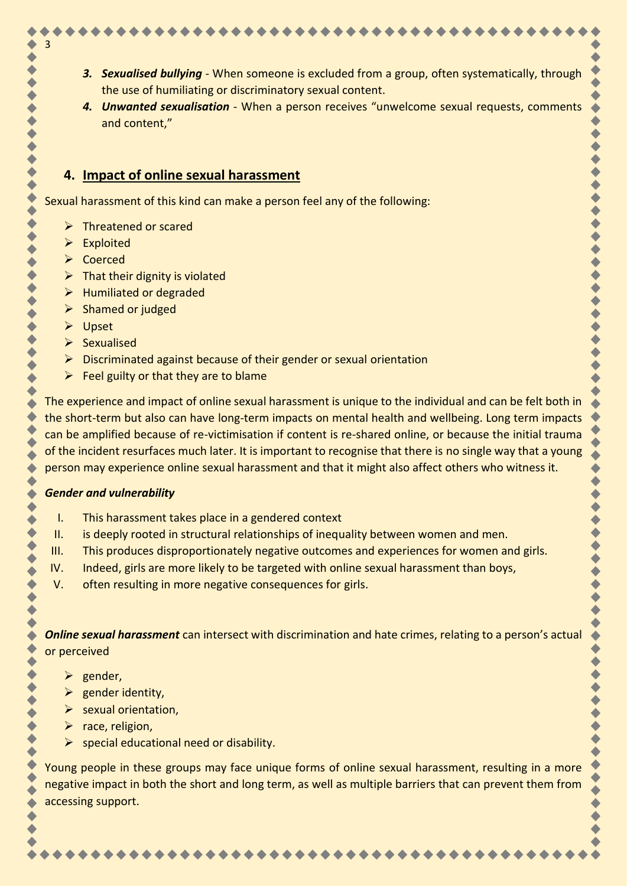3. ***Sexualised bullying*** - When someone is excluded from a group, often systematically, through the use of humiliating or discriminatory sexual content.
4. ***Unwanted sexualisation*** - When a person receives "unwelcome sexual requests, comments and content,"

## 4. Impact of online sexual harassment

Sexual harassment of this kind can make a person feel any of the following:

- Threatened or scared
- Exploited
- Coerced
- That their dignity is violated
- Humiliated or degraded
- Shamed or judged
- Upset
- Sexualised
- Discriminated against because of their gender or sexual orientation
- Feel guilty or that they are to blame

The experience and impact of online sexual harassment is unique to the individual and can be felt both in the short-term but also can have long-term impacts on mental health and wellbeing. Long term impacts can be amplified because of re-victimisation if content is re-shared online, or because the initial trauma of the incident resurfaces much later. It is important to recognise that there is no single way that a young person may experience online sexual harassment and that it might also affect others who witness it.

***Gender and vulnerability***

I. This harassment takes place in a gendered context
II. is deeply rooted in structural relationships of inequality between women and men.
III. This produces disproportionately negative outcomes and experiences for women and girls.
IV. Indeed, girls are more likely to be targeted with online sexual harassment than boys,
V. often resulting in more negative consequences for girls.

***Online sexual harassment*** can intersect with discrimination and hate crimes, relating to a person's actual or perceived

- gender,
- gender identity,
- sexual orientation,
- race, religion,
- special educational need or disability.

Young people in these groups may face unique forms of online sexual harassment, resulting in a more negative impact in both the short and long term, as well as multiple barriers that can prevent them from accessing support.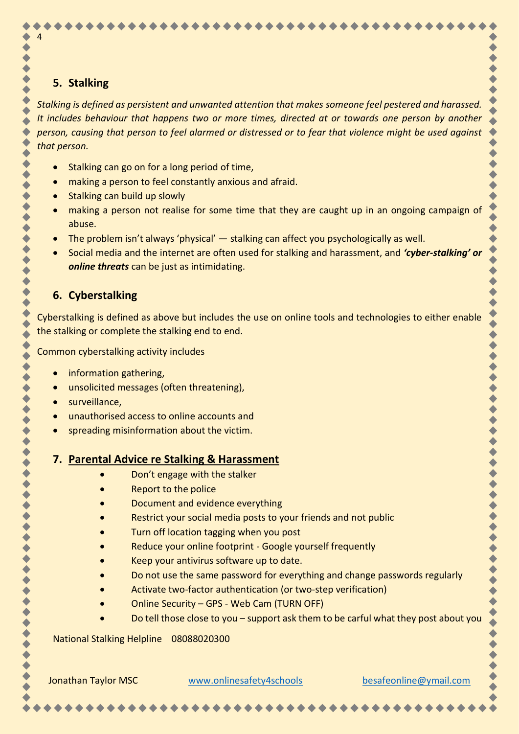## 5. Stalking

*Stalking is defined as persistent and unwanted attention that makes someone feel pestered and harassed. It includes behaviour that happens two or more times, directed at or towards one person by another person, causing that person to feel alarmed or distressed or to fear that violence might be used against that person.*

- Stalking can go on for a long period of time,
- making a person to feel constantly anxious and afraid.
- Stalking can build up slowly
- making a person not realise for some time that they are caught up in an ongoing campaign of abuse.
- The problem isn't always 'physical' — stalking can affect you psychologically as well.
- Social media and the internet are often used for stalking and harassment, and ***'cyber-stalking' or online threats*** can be just as intimidating.

## 6. Cyberstalking

Cyberstalking is defined as above but includes the use on online tools and technologies to either enable the stalking or complete the stalking end to end.

Common cyberstalking activity includes

- information gathering,
- unsolicited messages (often threatening),
- surveillance,
- unauthorised access to online accounts and
- spreading misinformation about the victim.

## 7. Parental Advice re Stalking & Harassment

- Don't engage with the stalker
- Report to the police
- Document and evidence everything
- Restrict your social media posts to your friends and not public
- Turn off location tagging when you post
- Reduce your online footprint - Google yourself frequently
- Keep your antivirus software up to date.
- Do not use the same password for everything and change passwords regularly
- Activate two-factor authentication (or two-step verification)
- Online Security – GPS - Web Cam (TURN OFF)
- Do tell those close to you – support ask them to be carful what they post about you

National Stalking Helpline 08088020300

Jonathan Taylor MSC [www.onlinesafety4schools](www.onlinesafety4schools) [besafeonline@ymail.com](mailto:besafeonline@ymail.com)